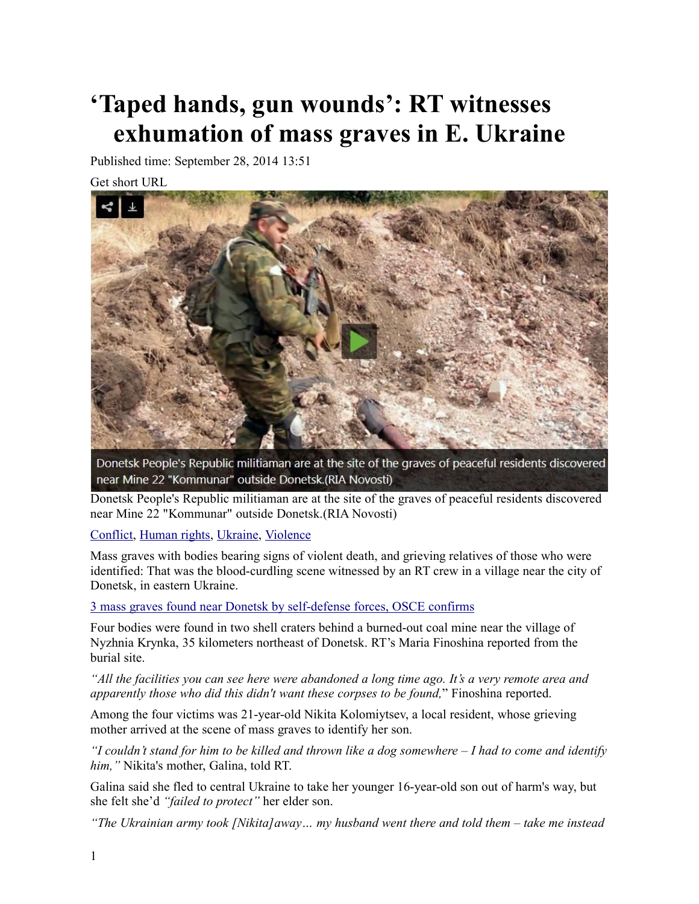# ‘Taped hands, gun wounds’: RT witnesses exhumation of mass graves in E. Ukraine

Published time: September 28, 2014 13:51

Get short URL

Donetsk People's Republic militiaman are at the site of the graves of peaceful residents discovered near Mine 22 "Kommunar" outside Donetsk.(RIA Novosti)

[Conflict](), [Human rights](), [Ukraine](), [Violence]()

Mass graves with bodies bearing signs of violent death, and grieving relatives of those who were identified: That was the blood-curdling scene witnessed by an RT crew in a village near the city of Donetsk, in eastern Ukraine.

[3 mass graves found near Donetsk by self-defense forces, OSCE confirms]()

Four bodies were found in two shell craters behind a burned-out coal mine near the village of Nyzhnia Krynka, 35 kilometers northeast of Donetsk. RT’s Maria Finoshina reported from the burial site.

*“All the facilities you can see here were abandoned a long time ago. It’s a very remote area and apparently those who did this didn't want these corpses to be found,”* Finoshina reported.

Among the four victims was 21-year-old Nikita Kolomiytsev, a local resident, whose grieving mother arrived at the scene of mass graves to identify her son.

*“I couldn’t stand for him to be killed and thrown like a dog somewhere – I had to come and identify him,”* Nikita's mother, Galina, told RT.

Galina said she fled to central Ukraine to take her younger 16-year-old son out of harm's way, but she felt she’d *“failed to protect”* her elder son.

*“The Ukrainian army took [Nikita] away… my husband went there and told them – take me instead*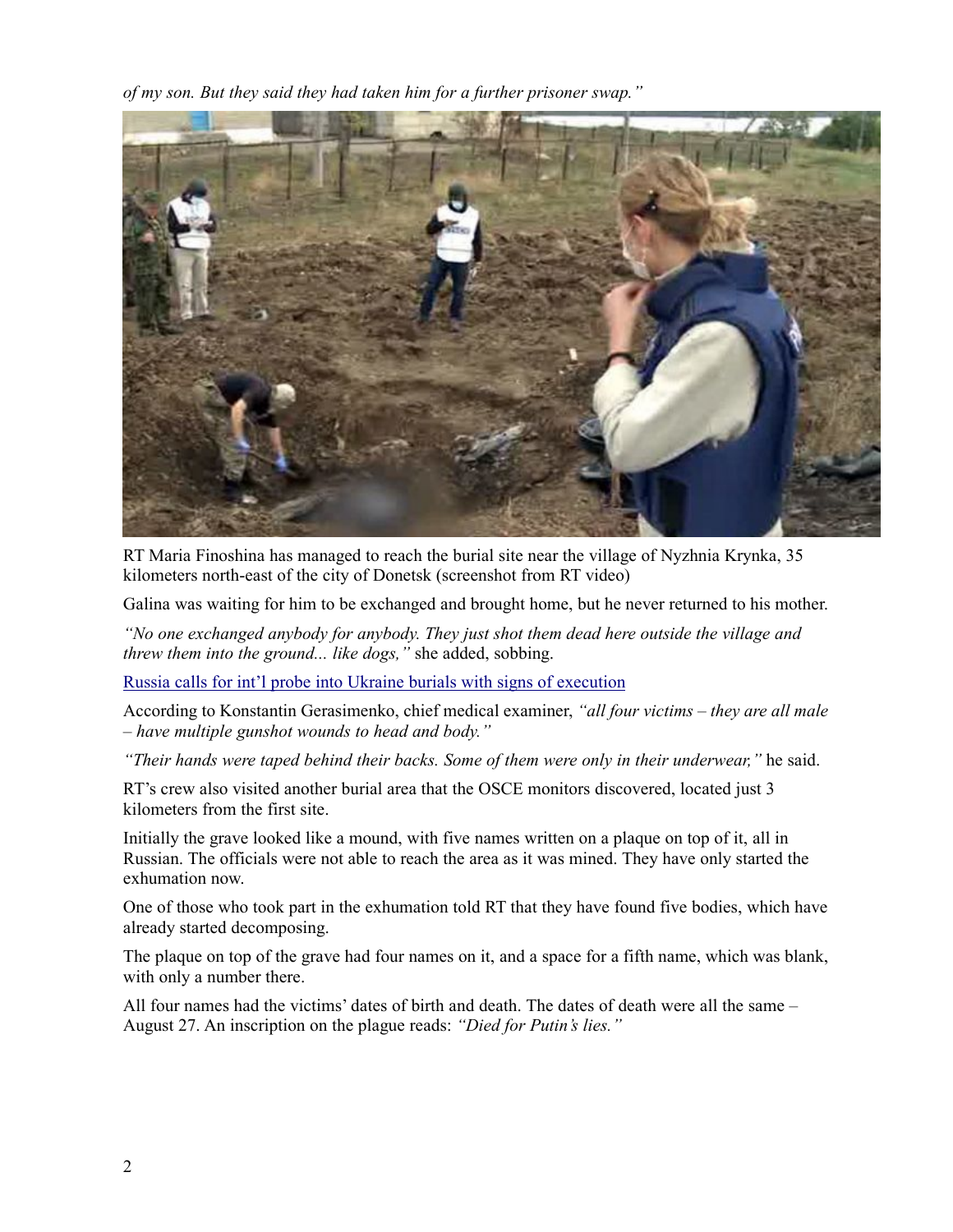*of my son. But they said they had taken him for a further prisoner swap."*

RT Maria Finoshina has managed to reach the burial site near the village of Nyzhnia Krynka, 35 kilometers north-east of the city of Donetsk (screenshot from RT video)

Galina was waiting for him to be exchanged and brought home, but he never returned to his mother.

*"No one exchanged anybody for anybody. They just shot them dead here outside the village and threw them into the ground... like dogs,"* she added, sobbing.

Russia calls for int'l probe into Ukraine burials with signs of execution

According to Konstantin Gerasimenko, chief medical examiner, *"all four victims – they are all male – have multiple gunshot wounds to head and body."*

*"Their hands were taped behind their backs. Some of them were only in their underwear,"* he said.

RT's crew also visited another burial area that the OSCE monitors discovered, located just 3 kilometers from the first site.

Initially the grave looked like a mound, with five names written on a plaque on top of it, all in Russian. The officials were not able to reach the area as it was mined. They have only started the exhumation now.

One of those who took part in the exhumation told RT that they have found five bodies, which have already started decomposing.

The plaque on top of the grave had four names on it, and a space for a fifth name, which was blank, with only a number there.

All four names had the victims' dates of birth and death. The dates of death were all the same – August 27. An inscription on the plague reads: *"Died for Putin's lies."*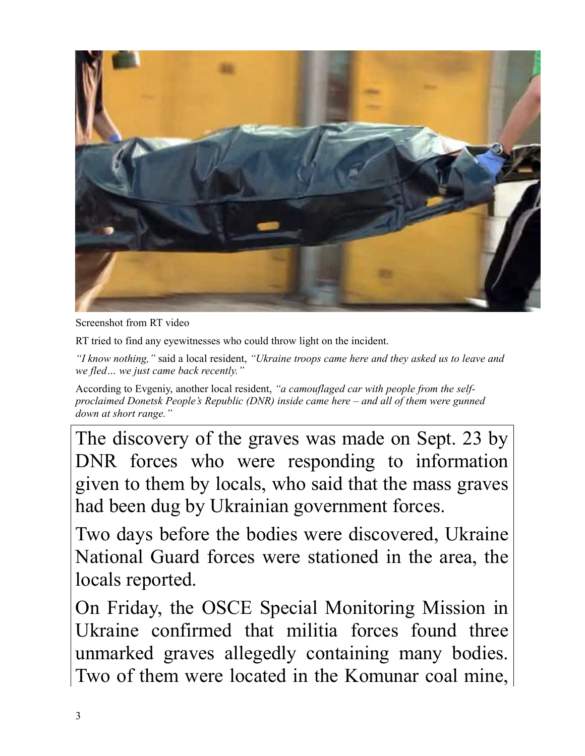Screenshot from RT video

RT tried to find any eyewitnesses who could throw light on the incident.

*"I know nothing,"* said a local resident, *"Ukraine troops came here and they asked us to leave and we fled… we just came back recently."*

According to Evgeniy, another local resident, *"a camouflaged car with people from the self-proclaimed Donetsk People's Republic (DNR) inside came here – and all of them were gunned down at short range."*

The discovery of the graves was made on Sept. 23 by DNR forces who were responding to information given to them by locals, who said that the mass graves had been dug by Ukrainian government forces.

Two days before the bodies were discovered, Ukraine National Guard forces were stationed in the area, the locals reported.

On Friday, the OSCE Special Monitoring Mission in Ukraine confirmed that militia forces found three unmarked graves allegedly containing many bodies. Two of them were located in the Komunar coal mine,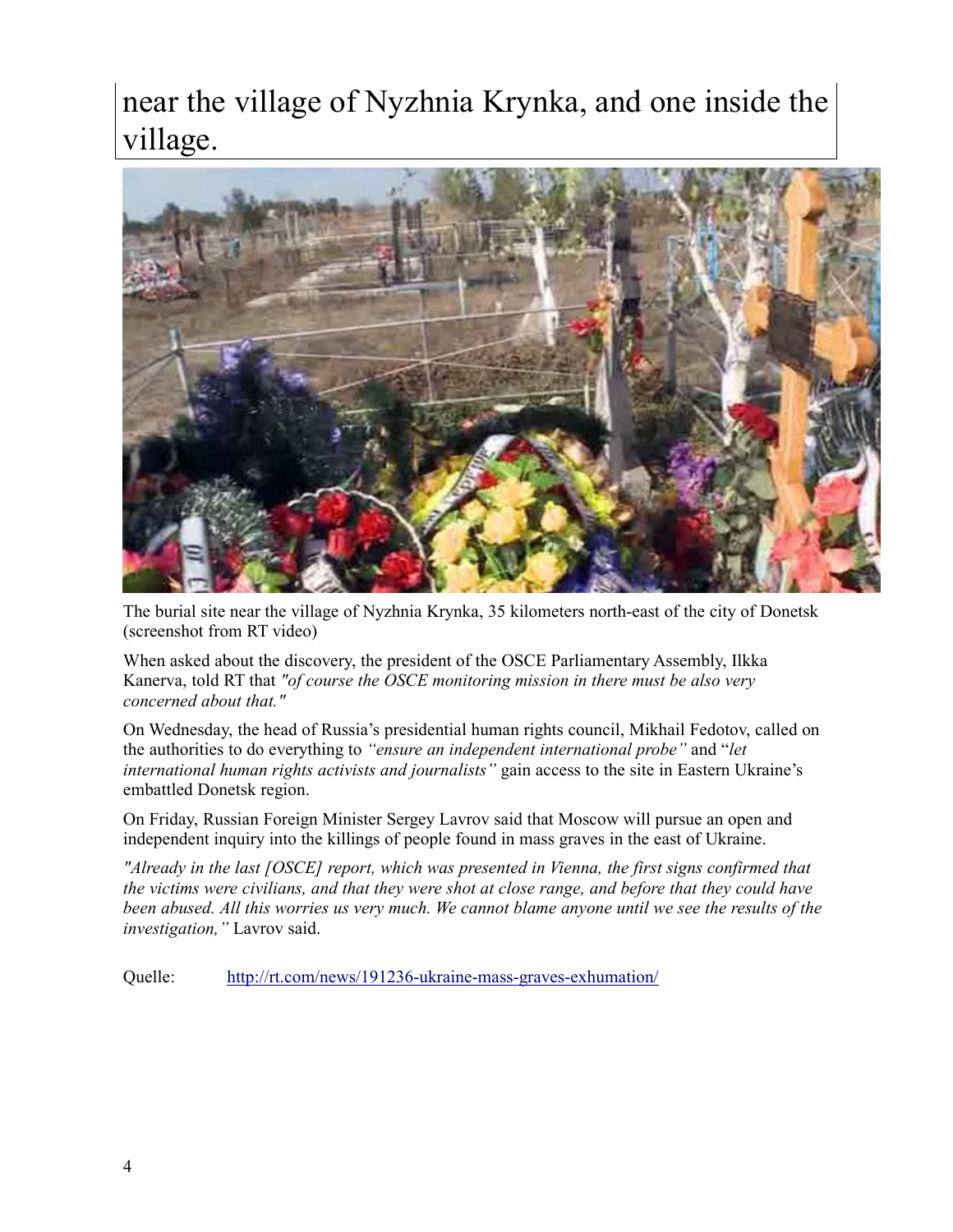near the village of Nyzhnia Krynka, and one inside the village.

The burial site near the village of Nyzhnia Krynka, 35 kilometers north-east of the city of Donetsk (screenshot from RT video)

When asked about the discovery, the president of the OSCE Parliamentary Assembly, Ilkka Kanerva, told RT that *"of course the OSCE monitoring mission in there must be also very concerned about that."*

On Wednesday, the head of Russia's presidential human rights council, Mikhail Fedotov, called on the authorities to do everything to *"ensure an independent international probe"* and "*let international human rights activists and journalists"* gain access to the site in Eastern Ukraine's embattled Donetsk region.

On Friday, Russian Foreign Minister Sergey Lavrov said that Moscow will pursue an open and independent inquiry into the killings of people found in mass graves in the east of Ukraine.

*"Already in the last [OSCE] report, which was presented in Vienna, the first signs confirmed that the victims were civilians, and that they were shot at close range, and before that they could have been abused. All this worries us very much. We cannot blame anyone until we see the results of the investigation,"* Lavrov said.

Quelle: http://rt.com/news/191236-ukraine-mass-graves-exhumation/